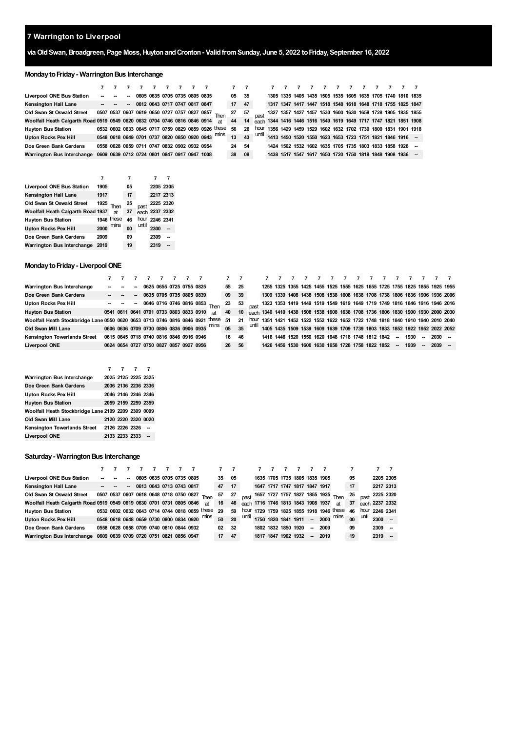## 7 Warrington to Liverpool

**via Old Swan, Broadgreen, Page Moss, Huyton and Cronton - Valid from Sunday, June 5, 2022 to Friday, September 16, 2022**

### Monday to Friday - Warrington Bus Interchange

| | 7 | 7 | 7 | 7 | 7 | 7 | 7 | 7 | 7 | | 7 | 7 | | 7 | 7 | 7 | 7 | 7 | 7 | 7 | 7 | 7 | 7 | 7 | 7 |
|---|---|---|---|---|---|---|---|---|---|---|---|---|---|---|---|---|---|---|---|---|---|---|---|---|---|
| Liverpool ONE Bus Station | -- | -- | -- | 0605 | 0635 | 0705 | 0735 | 0805 | 0835 | | 05 | 35 | | 1305 | 1335 | 1405 | 1435 | 1505 | 1535 | 1605 | 1635 | 1705 | 1740 | 1810 | 1835 |
| Kensington Hall Lane | -- | -- | -- | 0612 | 0643 | 0717 | 0747 | 0817 | 0847 | | 17 | 47 | | 1317 | 1347 | 1417 | 1447 | 1518 | 1548 | 1618 | 1648 | 1718 | 1755 | 1825 | 1847 |
| Old Swan St Oswald Street | 0507 | 0537 | 0607 | 0619 | 0650 | 0727 | 0757 | 0827 | 0857 | Then | 27 | 57 | past | 1327 | 1357 | 1427 | 1457 | 1530 | 1600 | 1630 | 1658 | 1728 | 1805 | 1835 | 1855 |
| Woolfall Heath Calgarth Road | 0519 | 0549 | 0620 | 0632 | 0704 | 0746 | 0816 | 0846 | 0914 | at | 44 | 14 | each | 1344 | 1416 | 1446 | 1516 | 1549 | 1619 | 1649 | 1717 | 1747 | 1821 | 1851 | 1908 |
| Huyton Bus Station | 0532 | 0602 | 0633 | 0645 | 0717 | 0759 | 0829 | 0859 | 0926 | these | 56 | 26 | hour | 1356 | 1429 | 1459 | 1529 | 1602 | 1632 | 1702 | 1730 | 1800 | 1831 | 1901 | 1918 |
| Upton Rocks Pex Hill | 0548 | 0618 | 0649 | 0701 | 0737 | 0820 | 0850 | 0920 | 0943 | mins | 13 | 43 | until | 1413 | 1450 | 1520 | 1550 | 1623 | 1653 | 1723 | 1751 | 1821 | 1846 | 1916 | -- |
| Doe Green Bank Gardens | 0558 | 0628 | 0659 | 0711 | 0747 | 0832 | 0902 | 0932 | 0954 | | 24 | 54 | | 1424 | 1502 | 1532 | 1602 | 1635 | 1705 | 1735 | 1803 | 1833 | 1858 | 1926 | -- |
| Warrington Bus Interchange | 0609 | 0639 | 0712 | 0724 | 0801 | 0847 | 0917 | 0947 | 1008 | | 38 | 08 | | 1438 | 1517 | 1547 | 1617 | 1650 | 1720 | 1750 | 1818 | 1848 | 1908 | 1936 | -- |

| | 7 | | 7 | | 7 | 7 |
|---|---|---|---|---|---|---|
| Liverpool ONE Bus Station | 1905 | | 05 | | 2205 | 2305 |
| Kensington Hall Lane | 1917 | | 17 | | 2217 | 2313 |
| Old Swan St Oswald Street | 1925 | Then | 25 | past | 2225 | 2320 |
| Woolfall Heath Calgarth Road | 1937 | at | 37 | each | 2237 | 2332 |
| Huyton Bus Station | 1946 | these | 46 | hour | 2246 | 2341 |
| Upton Rocks Pex Hill | 2000 | mins | 00 | until | 2300 | -- |
| Doe Green Bank Gardens | 2009 | | 09 | | 2309 | -- |
| Warrington Bus Interchange | 2019 | | 19 | | 2319 | -- |

### Monday to Friday - Liverpool ONE

| | 7 | 7 | 7 | 7 | 7 | 7 | 7 | 7 | 7 | | 7 | 7 | | 7 | 7 | 7 | 7 | 7 | 7 | 7 | 7 | 7 | 7 | 7 | 7 | 7 | 7 | 7 |
|---|---|---|---|---|---|---|---|---|---|---|---|---|---|---|---|---|---|---|---|---|---|---|---|---|---|---|---|---|
| Warrington Bus Interchange | -- | -- | -- | 0625 | 0655 | 0725 | 0755 | 0825 | | | 55 | 25 | | 1255 | 1325 | 1355 | 1425 | 1455 | 1525 | 1555 | 1625 | 1655 | 1725 | 1755 | 1825 | 1855 | 1925 | 1955 |
| Doe Green Bank Gardens | -- | -- | -- | 0635 | 0705 | 0735 | 0805 | 0839 | | | 09 | 39 | | 1309 | 1339 | 1408 | 1438 | 1508 | 1538 | 1608 | 1638 | 1708 | 1738 | 1806 | 1836 | 1906 | 1936 | 2006 |
| Upton Rocks Pex Hill | -- | -- | -- | 0646 | 0716 | 0746 | 0816 | 0853 | | Then | 23 | 53 | past | 1323 | 1353 | 1419 | 1449 | 1519 | 1549 | 1619 | 1649 | 1719 | 1749 | 1816 | 1846 | 1916 | 1946 | 2016 |
| Huyton Bus Station | 0541 | 0611 | 0641 | 0701 | 0733 | 0803 | 0833 | 0910 | | at | 40 | 10 | each | 1340 | 1410 | 1438 | 1508 | 1538 | 1608 | 1638 | 1708 | 1736 | 1806 | 1830 | 1900 | 1930 | 2000 | 2030 |
| Woolfall Heath Stockbridge Lane | 0550 | 0620 | 0653 | 0713 | 0746 | 0816 | 0846 | 0921 | | these | 51 | 21 | hour | 1351 | 1421 | 1452 | 1522 | 1552 | 1622 | 1652 | 1722 | 1748 | 1818 | 1840 | 1910 | 1940 | 2010 | 2040 |
| Old Swan Mill Lane | 0606 | 0636 | 0709 | 0730 | 0806 | 0836 | 0906 | 0935 | | mins | 05 | 35 | until | 1405 | 1435 | 1509 | 1539 | 1609 | 1639 | 1709 | 1739 | 1803 | 1833 | 1852 | 1922 | 1952 | 2022 | 2052 |
| Kensington Towerlands Street | 0615 | 0645 | 0718 | 0740 | 0816 | 0846 | 0916 | 0946 | | | 16 | 46 | | 1416 | 1446 | 1520 | 1550 | 1620 | 1648 | 1718 | 1748 | 1812 | 1842 | -- | 1930 | -- | 2030 | -- |
| Liverpool ONE | 0624 | 0654 | 0727 | 0750 | 0827 | 0857 | 0927 | 0956 | | | 26 | 56 | | 1426 | 1456 | 1530 | 1600 | 1630 | 1658 | 1728 | 1758 | 1822 | 1852 | -- | 1939 | -- | 2039 | -- |

| | 7 | 7 | 7 | 7 |
|---|---|---|---|---|
| Warrington Bus Interchange | 2025 | 2125 | 2225 | 2325 |
| Doe Green Bank Gardens | 2036 | 2136 | 2236 | 2336 |
| Upton Rocks Pex Hill | 2046 | 2146 | 2246 | 2346 |
| Huyton Bus Station | 2059 | 2159 | 2259 | 2359 |
| Woolfall Heath Stockbridge Lane | 2109 | 2209 | 2309 | 0009 |
| Old Swan Mill Lane | 2120 | 2220 | 2320 | 0020 |
| Kensington Towerlands Street | 2126 | 2226 | 2326 | -- |
| Liverpool ONE | 2133 | 2233 | 2333 | -- |

### Saturday - Warrington Bus Interchange

| | 7 | 7 | 7 | 7 | 7 | 7 | 7 | 7 | | 7 | 7 | | 7 | 7 | 7 | 7 | 7 | 7 | | 7 | | 7 | 7 |
|---|---|---|---|---|---|---|---|---|---|---|---|---|---|---|---|---|---|---|---|---|---|---|---|
| Liverpool ONE Bus Station | -- | -- | -- | 0605 | 0635 | 0705 | 0735 | 0805 | | 35 | 05 | | 1635 | 1705 | 1735 | 1805 | 1835 | 1905 | | 05 | | 2205 | 2305 |
| Kensington Hall Lane | -- | -- | -- | 0613 | 0643 | 0713 | 0743 | 0817 | | 47 | 17 | | 1647 | 1717 | 1747 | 1817 | 1847 | 1917 | | 17 | | 2217 | 2313 |
| Old Swan St Oswald Street | 0507 | 0537 | 0607 | 0618 | 0648 | 0718 | 0750 | 0827 | Then | 57 | 27 | past | 1657 | 1727 | 1757 | 1827 | 1855 | 1925 | Then | 25 | past | 2225 | 2320 |
| Woolfall Heath Calgarth Road | 0519 | 0549 | 0619 | 0630 | 0701 | 0731 | 0805 | 0846 | at | 16 | 46 | each | 1716 | 1746 | 1813 | 1843 | 1908 | 1937 | at | 37 | each | 2237 | 2332 |
| Huyton Bus Station | 0532 | 0602 | 0632 | 0643 | 0714 | 0744 | 0818 | 0859 | these | 29 | 59 | hour | 1729 | 1759 | 1825 | 1855 | 1918 | 1946 | these | 46 | hour | 2246 | 2341 |
| Upton Rocks Pex Hill | 0548 | 0618 | 0648 | 0659 | 0730 | 0800 | 0834 | 0920 | mins | 50 | 20 | until | 1750 | 1820 | 1841 | 1911 | -- | 2000 | mins | 00 | until | 2300 | -- |
| Doe Green Bank Gardens | 0558 | 0628 | 0658 | 0709 | 0740 | 0810 | 0844 | 0932 | | 02 | 32 | | 1802 | 1832 | 1850 | 1920 | -- | 2009 | | 09 | | 2309 | -- |
| Warrington Bus Interchange | 0609 | 0639 | 0709 | 0720 | 0751 | 0821 | 0856 | 0947 | | 17 | 47 | | 1817 | 1847 | 1902 | 1932 | -- | 2019 | | 19 | | 2319 | -- |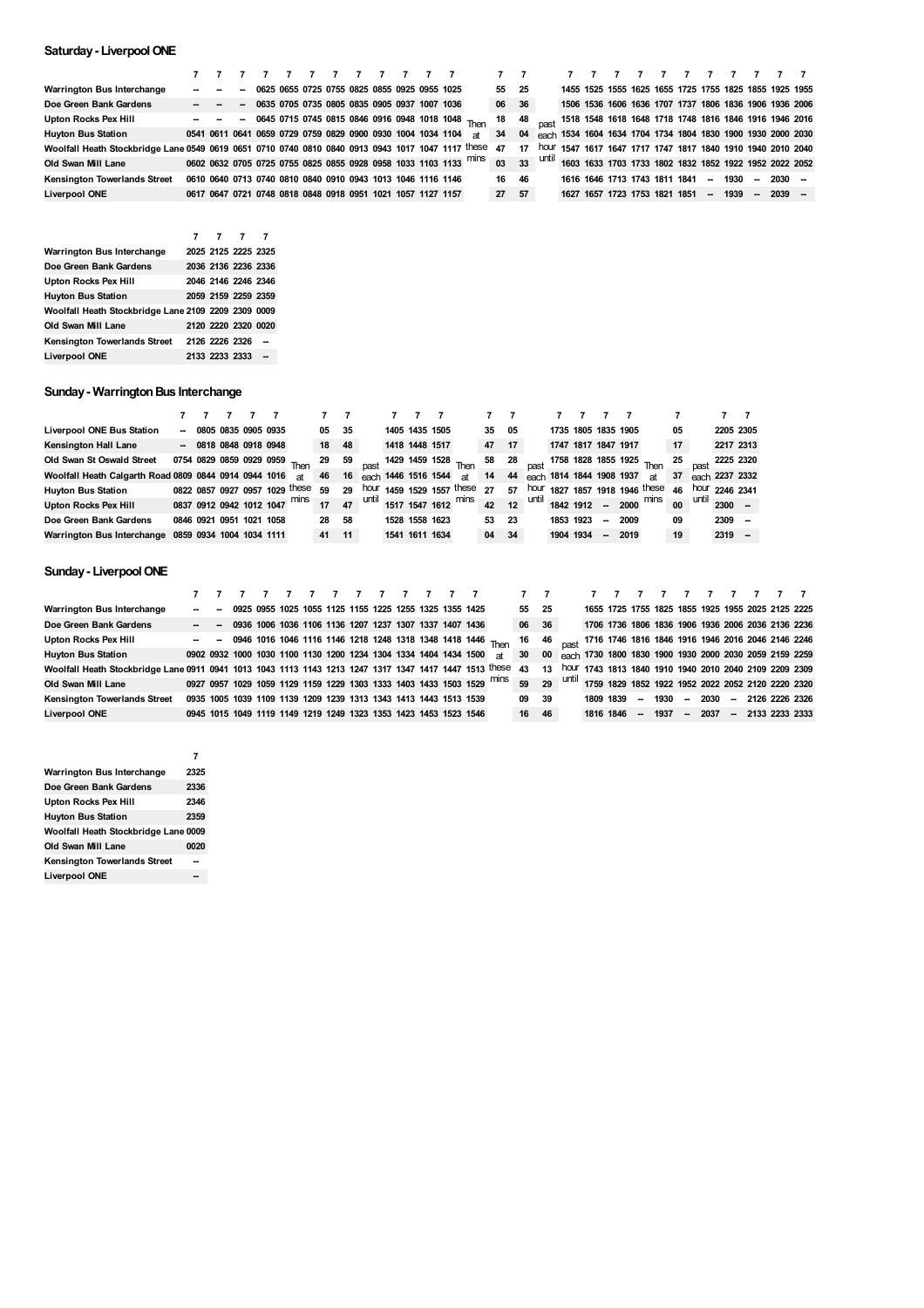## Saturday - Liverpool ONE

| | | | | | | | | | | | | | | | | | | | | | | | | | | | |
|---|---|---|---|---|---|---|---|---|---|---|---|---|---|---|---|---|---|---|---|---|---|---|---|---|---|---|---|
| | 7 | 7 | 7 | 7 | 7 | 7 | 7 | 7 | 7 | 7 | 7 | 7 | | 7 | 7 | | 7 | 7 | 7 | 7 | 7 | 7 | 7 | 7 | 7 | 7 | 7 |
| Warrington Bus Interchange | -- | -- | -- | 0625 | 0655 | 0725 | 0755 | 0825 | 0855 | 0925 | 0955 | 1025 | | 55 | 25 | | 1455 | 1525 | 1555 | 1625 | 1655 | 1725 | 1755 | 1825 | 1855 | 1925 | 1955 |
| Doe Green Bank Gardens | -- | -- | -- | 0635 | 0705 | 0735 | 0805 | 0835 | 0905 | 0937 | 1007 | 1036 | | 06 | 36 | | 1506 | 1536 | 1606 | 1636 | 1707 | 1737 | 1806 | 1836 | 1906 | 1936 | 2006 |
| Upton Rocks Pex Hill | -- | -- | -- | 0645 | 0715 | 0745 | 0815 | 0846 | 0916 | 0948 | 1018 | 1048 | Then | 18 | 48 | past | 1518 | 1548 | 1618 | 1648 | 1718 | 1748 | 1816 | 1846 | 1916 | 1946 | 2016 |
| Huyton Bus Station | 0541 | 0611 | 0641 | 0659 | 0729 | 0759 | 0829 | 0900 | 0930 | 1004 | 1034 | 1104 | at | 34 | 04 | each | 1534 | 1604 | 1634 | 1704 | 1734 | 1804 | 1830 | 1900 | 1930 | 2000 | 2030 |
| Woolfall Heath Stockbridge Lane | 0549 | 0619 | 0651 | 0710 | 0740 | 0810 | 0840 | 0913 | 0943 | 1017 | 1047 | 1117 | these | 47 | 17 | hour | 1547 | 1617 | 1647 | 1717 | 1747 | 1817 | 1840 | 1910 | 1940 | 2010 | 2040 |
| Old Swan Mill Lane | 0602 | 0632 | 0705 | 0725 | 0755 | 0825 | 0855 | 0928 | 0958 | 1033 | 1103 | 1133 | mins | 03 | 33 | until | 1603 | 1633 | 1703 | 1733 | 1802 | 1832 | 1852 | 1922 | 1952 | 2022 | 2052 |
| Kensington Towerlands Street | 0610 | 0640 | 0713 | 0740 | 0810 | 0840 | 0910 | 0943 | 1013 | 1046 | 1116 | 1146 | | 16 | 46 | | 1616 | 1646 | 1713 | 1743 | 1811 | 1841 | -- | 1930 | -- | 2030 | -- |
| Liverpool ONE | 0617 | 0647 | 0721 | 0748 | 0818 | 0848 | 0918 | 0951 | 1021 | 1057 | 1127 | 1157 | | 27 | 57 | | 1627 | 1657 | 1723 | 1753 | 1821 | 1851 | -- | 1939 | -- | 2039 | -- |

| | | | | |
|---|---|---|---|---|
| | 7 | 7 | 7 | 7 |
| Warrington Bus Interchange | 2025 | 2125 | 2225 | 2325 |
| Doe Green Bank Gardens | 2036 | 2136 | 2236 | 2336 |
| Upton Rocks Pex Hill | 2046 | 2146 | 2246 | 2346 |
| Huyton Bus Station | 2059 | 2159 | 2259 | 2359 |
| Woolfall Heath Stockbridge Lane | 2109 | 2209 | 2309 | 0009 |
| Old Swan Mill Lane | 2120 | 2220 | 2320 | 0020 |
| Kensington Towerlands Street | 2126 | 2226 | 2326 | -- |
| Liverpool ONE | 2133 | 2233 | 2333 | -- |

## Sunday - Warrington Bus Interchange

| | | | | | | | | | | | | | | | | | | | | | | | | | | |
|---|---|---|---|---|---|---|---|---|---|---|---|---|---|---|---|---|---|---|---|---|---|---|---|---|---|---|
| | 7 | 7 | 7 | 7 | 7 | | 7 | 7 | | 7 | 7 | 7 | | 7 | 7 | | 7 | 7 | 7 | 7 | | 7 | | 7 | 7 |
| Liverpool ONE Bus Station | -- | 0805 | 0835 | 0905 | 0935 | | 05 | 35 | | 1405 | 1435 | 1505 | | 35 | 05 | | 1735 | 1805 | 1835 | 1905 | | 05 | | 2205 | 2305 |
| Kensington Hall Lane | -- | 0818 | 0848 | 0918 | 0948 | | 18 | 48 | | 1418 | 1448 | 1517 | | 47 | 17 | | 1747 | 1817 | 1847 | 1917 | | 17 | | 2217 | 2313 |
| Old Swan St Oswald Street | 0754 | 0829 | 0859 | 0929 | 0959 | Then | 29 | 59 | past | 1429 | 1459 | 1528 | Then | 58 | 28 | past | 1758 | 1828 | 1855 | 1925 | Then | 25 | past | 2225 | 2320 |
| Woolfall Heath Calgarth Road | 0809 | 0844 | 0914 | 0944 | 1016 | at | 46 | 16 | each | 1446 | 1516 | 1544 | at | 14 | 44 | each | 1814 | 1844 | 1908 | 1937 | at | 37 | each | 2237 | 2332 |
| Huyton Bus Station | 0822 | 0857 | 0927 | 0957 | 1029 | these | 59 | 29 | hour | 1459 | 1529 | 1557 | these | 27 | 57 | hour | 1827 | 1857 | 1918 | 1946 | these | 46 | hour | 2246 | 2341 |
| Upton Rocks Pex Hill | 0837 | 0912 | 0942 | 1012 | 1047 | mins | 17 | 47 | until | 1517 | 1547 | 1612 | mins | 42 | 12 | until | 1842 | 1912 | -- | 2000 | mins | 00 | until | 2300 | -- |
| Doe Green Bank Gardens | 0846 | 0921 | 0951 | 1021 | 1058 | | 28 | 58 | | 1528 | 1558 | 1623 | | 53 | 23 | | 1853 | 1923 | -- | 2009 | | 09 | | 2309 | -- |
| Warrington Bus Interchange | 0859 | 0934 | 1004 | 1034 | 1111 | | 41 | 11 | | 1541 | 1611 | 1634 | | 04 | 34 | | 1904 | 1934 | -- | 2019 | | 19 | | 2319 | -- |

## Sunday - Liverpool ONE

| | | | | | | | | | | | | | | | | | | | | | | | | | | | | |
|---|---|---|---|---|---|---|---|---|---|---|---|---|---|---|---|---|---|---|---|---|---|---|---|---|---|---|---|---|
| | 7 | 7 | 7 | 7 | 7 | 7 | 7 | 7 | 7 | 7 | 7 | 7 | 7 | 7 | | 7 | 7 | | 7 | 7 | 7 | 7 | 7 | 7 | 7 | 7 | 7 | 7 |
| Warrington Bus Interchange | -- | -- | 0925 | 0955 | 1025 | 1055 | 1125 | 1155 | 1225 | 1255 | 1325 | 1355 | 1425 | | | 55 | 25 | | 1655 | 1725 | 1755 | 1825 | 1855 | 1925 | 1955 | 2025 | 2125 | 2225 |
| Doe Green Bank Gardens | -- | -- | 0936 | 1006 | 1036 | 1106 | 1136 | 1207 | 1237 | 1307 | 1337 | 1407 | 1436 | | | 06 | 36 | | 1706 | 1736 | 1806 | 1836 | 1906 | 1936 | 2006 | 2036 | 2136 | 2236 |
| Upton Rocks Pex Hill | -- | -- | 0946 | 1016 | 1046 | 1116 | 1146 | 1218 | 1248 | 1318 | 1348 | 1418 | 1446 | | Then | 16 | 46 | past | 1716 | 1746 | 1816 | 1846 | 1916 | 1946 | 2016 | 2046 | 2146 | 2246 |
| Huyton Bus Station | 0902 | 0932 | 1000 | 1030 | 1100 | 1130 | 1200 | 1234 | 1304 | 1334 | 1404 | 1434 | 1500 | | at | 30 | 00 | each | 1730 | 1800 | 1830 | 1900 | 1930 | 2000 | 2030 | 2059 | 2159 | 2259 |
| Woolfall Heath Stockbridge Lane | 0911 | 0941 | 1013 | 1043 | 1113 | 1143 | 1213 | 1247 | 1317 | 1347 | 1417 | 1447 | 1513 | | these | 43 | 13 | hour | 1743 | 1813 | 1840 | 1910 | 1940 | 2010 | 2040 | 2109 | 2209 | 2309 |
| Old Swan Mill Lane | 0927 | 0957 | 1029 | 1059 | 1129 | 1159 | 1229 | 1303 | 1333 | 1403 | 1433 | 1503 | 1529 | | mins | 59 | 29 | until | 1759 | 1829 | 1852 | 1922 | 1952 | 2022 | 2052 | 2120 | 2220 | 2320 |
| Kensington Towerlands Street | 0935 | 1005 | 1039 | 1109 | 1139 | 1209 | 1239 | 1313 | 1343 | 1413 | 1443 | 1513 | 1539 | | | 09 | 39 | | 1809 | 1839 | -- | 1930 | -- | 2030 | -- | 2126 | 2226 | 2326 |
| Liverpool ONE | 0945 | 1015 | 1049 | 1119 | 1149 | 1219 | 1249 | 1323 | 1353 | 1423 | 1453 | 1523 | 1546 | | | 16 | 46 | | 1816 | 1846 | -- | 1937 | -- | 2037 | -- | 2133 | 2233 | 2333 |

| | |
|---|---|
| | 7 |
| Warrington Bus Interchange | 2325 |
| Doe Green Bank Gardens | 2336 |
| Upton Rocks Pex Hill | 2346 |
| Huyton Bus Station | 2359 |
| Woolfall Heath Stockbridge Lane | 0009 |
| Old Swan Mill Lane | 0020 |
| Kensington Towerlands Street | -- |
| Liverpool ONE | -- |